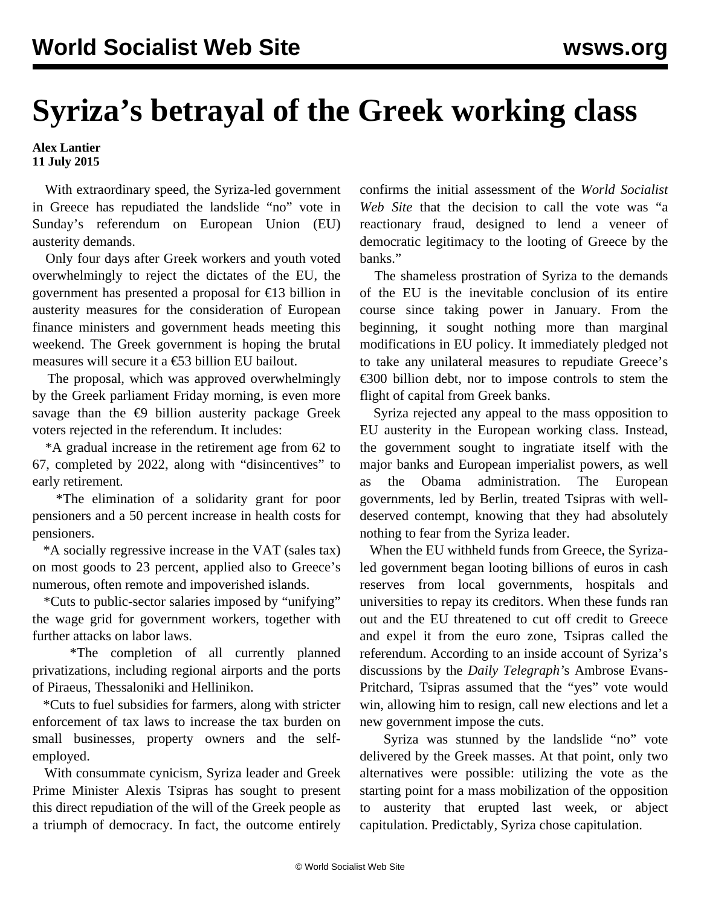# Syriza's betrayal of the Greek working class

**Alex Lantier**
**11 July 2015**

With extraordinary speed, the Syriza-led government in Greece has repudiated the landslide "no" vote in Sunday's referendum on European Union (EU) austerity demands.

Only four days after Greek workers and youth voted overwhelmingly to reject the dictates of the EU, the government has presented a proposal for €13 billion in austerity measures for the consideration of European finance ministers and government heads meeting this weekend. The Greek government is hoping the brutal measures will secure it a €53 billion EU bailout.

The proposal, which was approved overwhelmingly by the Greek parliament Friday morning, is even more savage than the €9 billion austerity package Greek voters rejected in the referendum. It includes:

*A gradual increase in the retirement age from 62 to 67, completed by 2022, along with "disincentives" to early retirement.

*The elimination of a solidarity grant for poor pensioners and a 50 percent increase in health costs for pensioners.

*A socially regressive increase in the VAT (sales tax) on most goods to 23 percent, applied also to Greece's numerous, often remote and impoverished islands.

*Cuts to public-sector salaries imposed by "unifying" the wage grid for government workers, together with further attacks on labor laws.

*The completion of all currently planned privatizations, including regional airports and the ports of Piraeus, Thessaloniki and Hellinikon.

*Cuts to fuel subsidies for farmers, along with stricter enforcement of tax laws to increase the tax burden on small businesses, property owners and the self-employed.

With consummate cynicism, Syriza leader and Greek Prime Minister Alexis Tsipras has sought to present this direct repudiation of the will of the Greek people as a triumph of democracy. In fact, the outcome entirely confirms the initial assessment of the *World Socialist Web Site* that the decision to call the vote was "a reactionary fraud, designed to lend a veneer of democratic legitimacy to the looting of Greece by the banks."

The shameless prostration of Syriza to the demands of the EU is the inevitable conclusion of its entire course since taking power in January. From the beginning, it sought nothing more than marginal modifications in EU policy. It immediately pledged not to take any unilateral measures to repudiate Greece's €300 billion debt, nor to impose controls to stem the flight of capital from Greek banks.

Syriza rejected any appeal to the mass opposition to EU austerity in the European working class. Instead, the government sought to ingratiate itself with the major banks and European imperialist powers, as well as the Obama administration. The European governments, led by Berlin, treated Tsipras with well-deserved contempt, knowing that they had absolutely nothing to fear from the Syriza leader.

When the EU withheld funds from Greece, the Syriza-led government began looting billions of euros in cash reserves from local governments, hospitals and universities to repay its creditors. When these funds ran out and the EU threatened to cut off credit to Greece and expel it from the euro zone, Tsipras called the referendum. According to an inside account of Syriza's discussions by the *Daily Telegraph*'s Ambrose Evans-Pritchard, Tsipras assumed that the "yes" vote would win, allowing him to resign, call new elections and let a new government impose the cuts.

Syriza was stunned by the landslide "no" vote delivered by the Greek masses. At that point, only two alternatives were possible: utilizing the vote as the starting point for a mass mobilization of the opposition to austerity that erupted last week, or abject capitulation. Predictably, Syriza chose capitulation.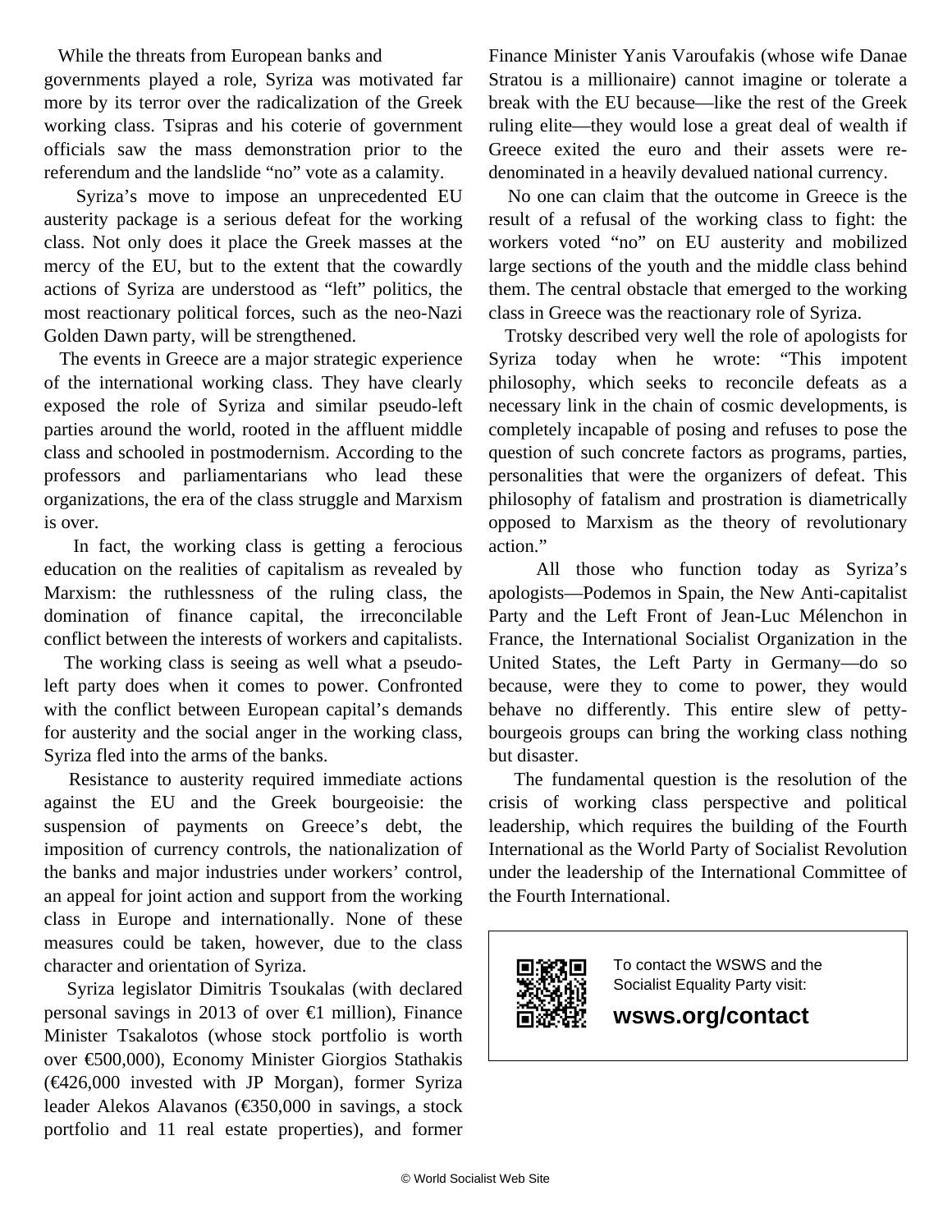While the threats from European banks and governments played a role, Syriza was motivated far more by its terror over the radicalization of the Greek working class. Tsipras and his coterie of government officials saw the mass demonstration prior to the referendum and the landslide "no" vote as a calamity.

Syriza's move to impose an unprecedented EU austerity package is a serious defeat for the working class. Not only does it place the Greek masses at the mercy of the EU, but to the extent that the cowardly actions of Syriza are understood as "left" politics, the most reactionary political forces, such as the neo-Nazi Golden Dawn party, will be strengthened.

The events in Greece are a major strategic experience of the international working class. They have clearly exposed the role of Syriza and similar pseudo-left parties around the world, rooted in the affluent middle class and schooled in postmodernism. According to the professors and parliamentarians who lead these organizations, the era of the class struggle and Marxism is over.

In fact, the working class is getting a ferocious education on the realities of capitalism as revealed by Marxism: the ruthlessness of the ruling class, the domination of finance capital, the irreconcilable conflict between the interests of workers and capitalists.

The working class is seeing as well what a pseudo-left party does when it comes to power. Confronted with the conflict between European capital's demands for austerity and the social anger in the working class, Syriza fled into the arms of the banks.

Resistance to austerity required immediate actions against the EU and the Greek bourgeoisie: the suspension of payments on Greece's debt, the imposition of currency controls, the nationalization of the banks and major industries under workers' control, an appeal for joint action and support from the working class in Europe and internationally. None of these measures could be taken, however, due to the class character and orientation of Syriza.

Syriza legislator Dimitris Tsoukalas (with declared personal savings in 2013 of over €1 million), Finance Minister Tsakalotos (whose stock portfolio is worth over €500,000), Economy Minister Giorgios Stathakis (€426,000 invested with JP Morgan), former Syriza leader Alekos Alavanos (€350,000 in savings, a stock portfolio and 11 real estate properties), and former Finance Minister Yanis Varoufakis (whose wife Danae Stratou is a millionaire) cannot imagine or tolerate a break with the EU because—like the rest of the Greek ruling elite—they would lose a great deal of wealth if Greece exited the euro and their assets were re-denominated in a heavily devalued national currency.

No one can claim that the outcome in Greece is the result of a refusal of the working class to fight: the workers voted "no" on EU austerity and mobilized large sections of the youth and the middle class behind them. The central obstacle that emerged to the working class in Greece was the reactionary role of Syriza.

Trotsky described very well the role of apologists for Syriza today when he wrote: "This impotent philosophy, which seeks to reconcile defeats as a necessary link in the chain of cosmic developments, is completely incapable of posing and refuses to pose the question of such concrete factors as programs, parties, personalities that were the organizers of defeat. This philosophy of fatalism and prostration is diametrically opposed to Marxism as the theory of revolutionary action."

All those who function today as Syriza's apologists—Podemos in Spain, the New Anti-capitalist Party and the Left Front of Jean-Luc Mélenchon in France, the International Socialist Organization in the United States, the Left Party in Germany—do so because, were they to come to power, they would behave no differently. This entire slew of petty-bourgeois groups can bring the working class nothing but disaster.

The fundamental question is the resolution of the crisis of working class perspective and political leadership, which requires the building of the Fourth International as the World Party of Socialist Revolution under the leadership of the International Committee of the Fourth International.

To contact the WSWS and the Socialist Equality Party visit:

**wsws.org/contact**